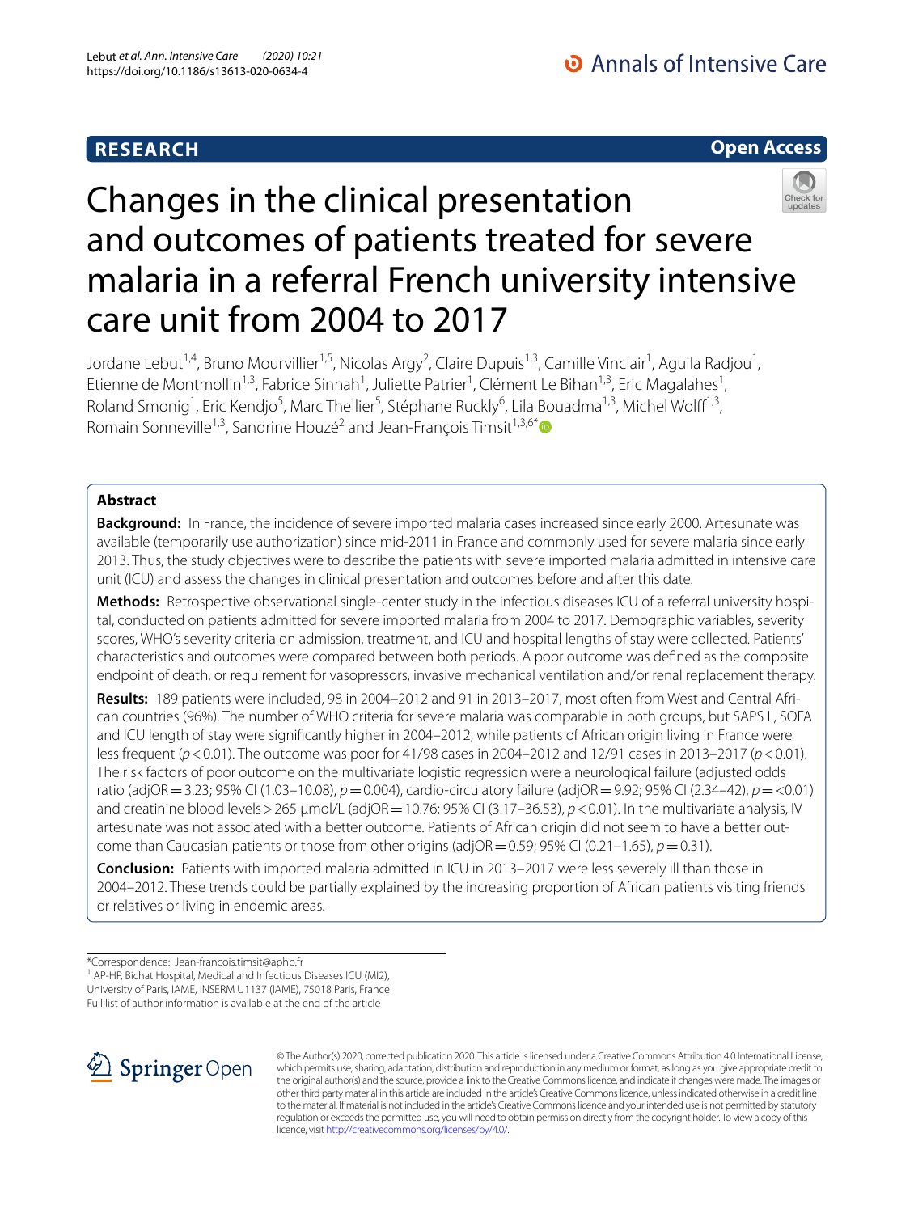RESEARCH

Open Access

# Changes in the clinical presentation and outcomes of patients treated for severe malaria in a referral French university intensive care unit from 2004 to 2017

Jordane Lebut[1,4], Bruno Mourvillier[1,5], Nicolas Argy[2], Claire Dupuis[1,3], Camille Vinclair[1], Aguila Radjou[1], Etienne de Montmollin[1,3], Fabrice Sinnah[1], Juliette Patrier[1], Clément Le Bihan[1,3], Eric Magalahes[1], Roland Smonig[1], Eric Kendjo[5], Marc Thellier[5], Stéphane Ruckly[6], Lila Bouadma[1,3], Michel Wolff[1,3], Romain Sonneville[1,3], Sandrine Houzé[2] and Jean-François Timsit[1,3,6*]

## Abstract

**Background:** In France, the incidence of severe imported malaria cases increased since early 2000. Artesunate was available (temporarily use authorization) since mid-2011 in France and commonly used for severe malaria since early 2013. Thus, the study objectives were to describe the patients with severe imported malaria admitted in intensive care unit (ICU) and assess the changes in clinical presentation and outcomes before and after this date.

**Methods:** Retrospective observational single-center study in the infectious diseases ICU of a referral university hospital, conducted on patients admitted for severe imported malaria from 2004 to 2017. Demographic variables, severity scores, WHO's severity criteria on admission, treatment, and ICU and hospital lengths of stay were collected. Patients' characteristics and outcomes were compared between both periods. A poor outcome was defined as the composite endpoint of death, or requirement for vasopressors, invasive mechanical ventilation and/or renal replacement therapy.

**Results:** 189 patients were included, 98 in 2004–2012 and 91 in 2013–2017, most often from West and Central African countries (96%). The number of WHO criteria for severe malaria was comparable in both groups, but SAPS II, SOFA and ICU length of stay were significantly higher in 2004–2012, while patients of African origin living in France were less frequent ($p<0.01$). The outcome was poor for 41/98 cases in 2004–2012 and 12/91 cases in 2013–2017 ($p<0.01$). The risk factors of poor outcome on the multivariate logistic regression were a neurological failure (adjusted odds ratio (adjOR = 3.23; 95% CI (1.03–10.08), $p=0.004$), cardio-circulatory failure (adjOR = 9.92; 95% CI (2.34–42), $p=<0.01$) and creatinine blood levels > 265 µmol/L (adjOR = 10.76; 95% CI (3.17–36.53), $p<0.01$). In the multivariate analysis, IV artesunate was not associated with a better outcome. Patients of African origin did not seem to have a better outcome than Caucasian patients or those from other origins (adjOR = 0.59; 95% CI (0.21–1.65), $p=0.31$).

**Conclusion:** Patients with imported malaria admitted in ICU in 2013–2017 were less severely ill than those in 2004–2012. These trends could be partially explained by the increasing proportion of African patients visiting friends or relatives or living in endemic areas.

*Correspondence: Jean-francois.timsit@aphp.fr

[1] AP-HP, Bichat Hospital, Medical and Infectious Diseases ICU (MI2), University of Paris, IAME, INSERM U1137 (IAME), 75018 Paris, France

Full list of author information is available at the end of the article

© The Author(s) 2020, corrected publication 2020. This article is licensed under a Creative Commons Attribution 4.0 International License, which permits use, sharing, adaptation, distribution and reproduction in any medium or format, as long as you give appropriate credit to the original author(s) and the source, provide a link to the Creative Commons licence, and indicate if changes were made. The images or other third party material in this article are included in the article's Creative Commons licence, unless indicated otherwise in a credit line to the material. If material is not included in the article's Creative Commons licence and your intended use is not permitted by statutory regulation or exceeds the permitted use, you will need to obtain permission directly from the copyright holder. To view a copy of this licence, visit http://creativecommons.org/licenses/by/4.0/.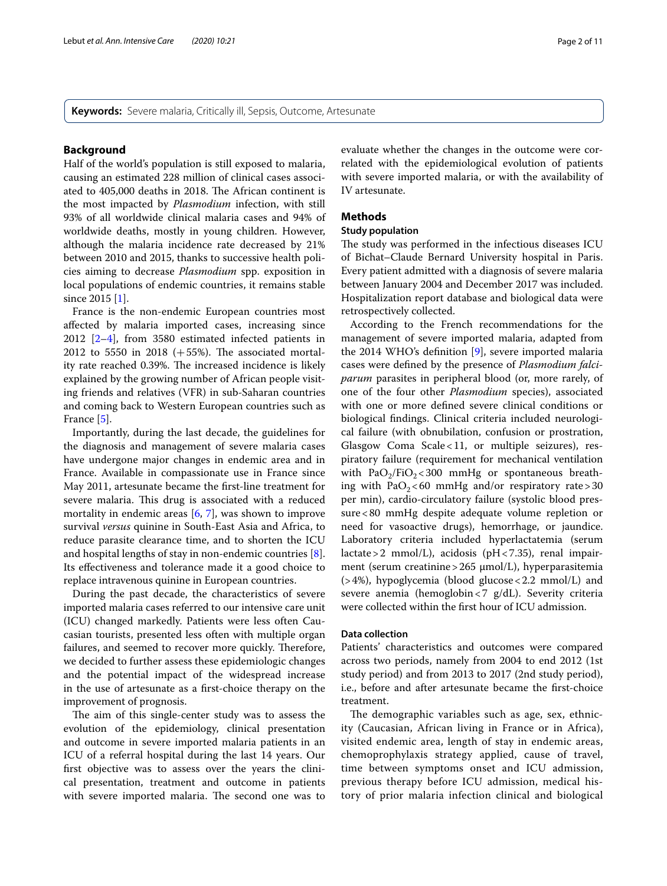**Keywords:** Severe malaria, Critically ill, Sepsis, Outcome, Artesunate

## Background

Half of the world's population is still exposed to malaria, causing an estimated 228 million of clinical cases associated to 405,000 deaths in 2018. The African continent is the most impacted by *Plasmodium* infection, with still 93% of all worldwide clinical malaria cases and 94% of worldwide deaths, mostly in young children. However, although the malaria incidence rate decreased by 21% between 2010 and 2015, thanks to successive health policies aiming to decrease *Plasmodium* spp. exposition in local populations of endemic countries, it remains stable since 2015 [1].

France is the non-endemic European countries most affected by malaria imported cases, increasing since 2012 [2–4], from 3580 estimated infected patients in 2012 to 5550 in 2018 (+55%). The associated mortality rate reached 0.39%. The increased incidence is likely explained by the growing number of African people visiting friends and relatives (VFR) in sub-Saharan countries and coming back to Western European countries such as France [5].

Importantly, during the last decade, the guidelines for the diagnosis and management of severe malaria cases have undergone major changes in endemic area and in France. Available in compassionate use in France since May 2011, artesunate became the first-line treatment for severe malaria. This drug is associated with a reduced mortality in endemic areas [6, 7], was shown to improve survival *versus* quinine in South-East Asia and Africa, to reduce parasite clearance time, and to shorten the ICU and hospital lengths of stay in non-endemic countries [8]. Its effectiveness and tolerance made it a good choice to replace intravenous quinine in European countries.

During the past decade, the characteristics of severe imported malaria cases referred to our intensive care unit (ICU) changed markedly. Patients were less often Caucasian tourists, presented less often with multiple organ failures, and seemed to recover more quickly. Therefore, we decided to further assess these epidemiologic changes and the potential impact of the widespread increase in the use of artesunate as a first-choice therapy on the improvement of prognosis.

The aim of this single-center study was to assess the evolution of the epidemiology, clinical presentation and outcome in severe imported malaria patients in an ICU of a referral hospital during the last 14 years. Our first objective was to assess over the years the clinical presentation, treatment and outcome in patients with severe imported malaria. The second one was to evaluate whether the changes in the outcome were correlated with the epidemiological evolution of patients with severe imported malaria, or with the availability of IV artesunate.

## Methods

### Study population

The study was performed in the infectious diseases ICU of Bichat–Claude Bernard University hospital in Paris. Every patient admitted with a diagnosis of severe malaria between January 2004 and December 2017 was included. Hospitalization report database and biological data were retrospectively collected.

According to the French recommendations for the management of severe imported malaria, adapted from the 2014 WHO's definition [9], severe imported malaria cases were defined by the presence of *Plasmodium falciparum* parasites in peripheral blood (or, more rarely, of one of the four other *Plasmodium* species), associated with one or more defined severe clinical conditions or biological findings. Clinical criteria included neurological failure (with obnubilation, confusion or prostration, Glasgow Coma Scale < 11, or multiple seizures), respiratory failure (requirement for mechanical ventilation with $PaO_2/FiO_2 < 300$ mmHg or spontaneous breathing with $PaO_2 < 60$ mmHg and/or respiratory rate > 30 per min), cardio-circulatory failure (systolic blood pressure < 80 mmHg despite adequate volume repletion or need for vasoactive drugs), hemorrhage, or jaundice. Laboratory criteria included hyperlactatemia (serum lactate > 2 mmol/L), acidosis (pH < 7.35), renal impairment (serum creatinine > 265 μmol/L), hyperparasitemia (> 4%), hypoglycemia (blood glucose < 2.2 mmol/L) and severe anemia (hemoglobin < 7 g/dL). Severity criteria were collected within the first hour of ICU admission.

### Data collection

Patients' characteristics and outcomes were compared across two periods, namely from 2004 to end 2012 (1st study period) and from 2013 to 2017 (2nd study period), i.e., before and after artesunate became the first-choice treatment.

The demographic variables such as age, sex, ethnicity (Caucasian, African living in France or in Africa), visited endemic area, length of stay in endemic areas, chemoprophylaxis strategy applied, cause of travel, time between symptoms onset and ICU admission, previous therapy before ICU admission, medical history of prior malaria infection clinical and biological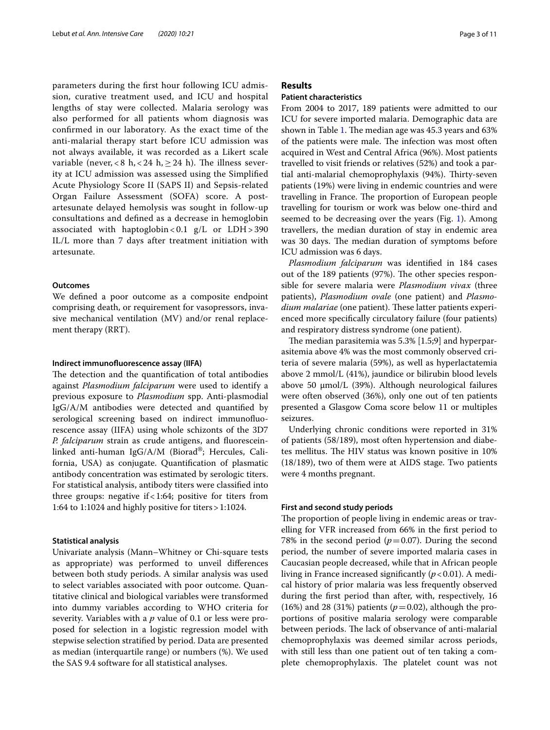parameters during the first hour following ICU admission, curative treatment used, and ICU and hospital lengths of stay were collected. Malaria serology was also performed for all patients whom diagnosis was confirmed in our laboratory. As the exact time of the anti-malarial therapy start before ICU admission was not always available, it was recorded as a Likert scale variable (never, < 8 h, < 24 h, ≥ 24 h). The illness severity at ICU admission was assessed using the Simplified Acute Physiology Score II (SAPS II) and Sepsis-related Organ Failure Assessment (SOFA) score. A post-artesunate delayed hemolysis was sought in follow-up consultations and defined as a decrease in hemoglobin associated with haptoglobin < 0.1 g/L or LDH > 390 IL/L more than 7 days after treatment initiation with artesunate.

### Outcomes

We defined a poor outcome as a composite endpoint comprising death, or requirement for vasopressors, invasive mechanical ventilation (MV) and/or renal replacement therapy (RRT).

### Indirect immunofluorescence assay (IIFA)

The detection and the quantification of total antibodies against *Plasmodium falciparum* were used to identify a previous exposure to *Plasmodium* spp. Anti-plasmodial IgG/A/M antibodies were detected and quantified by serological screening based on indirect immunofluorescence assay (IIFA) using whole schizonts of the 3D7 *P. falciparum* strain as crude antigens, and fluorescein-linked anti-human IgG/A/M (Biorad®; Hercules, California, USA) as conjugate. Quantification of plasmatic antibody concentration was estimated by serologic titers. For statistical analysis, antibody titers were classified into three groups: negative if < 1:64; positive for titers from 1:64 to 1:1024 and highly positive for titers > 1:1024.

### Statistical analysis

Univariate analysis (Mann–Whitney or Chi-square tests as appropriate) was performed to unveil differences between both study periods. A similar analysis was used to select variables associated with poor outcome. Quantitative clinical and biological variables were transformed into dummy variables according to WHO criteria for severity. Variables with a *p* value of 0.1 or less were proposed for selection in a logistic regression model with stepwise selection stratified by period. Data are presented as median (interquartile range) or numbers (%). We used the SAS 9.4 software for all statistical analyses.

## Results

### Patient characteristics

From 2004 to 2017, 189 patients were admitted to our ICU for severe imported malaria. Demographic data are shown in Table 1. The median age was 45.3 years and 63% of the patients were male. The infection was most often acquired in West and Central Africa (96%). Most patients travelled to visit friends or relatives (52%) and took a partial anti-malarial chemoprophylaxis (94%). Thirty-seven patients (19%) were living in endemic countries and were travelling in France. The proportion of European people travelling for tourism or work was below one-third and seemed to be decreasing over the years (Fig. 1). Among travellers, the median duration of stay in endemic area was 30 days. The median duration of symptoms before ICU admission was 6 days.

*Plasmodium falciparum* was identified in 184 cases out of the 189 patients (97%). The other species responsible for severe malaria were *Plasmodium vivax* (three patients), *Plasmodium ovale* (one patient) and *Plasmodium malariae* (one patient). These latter patients experienced more specifically circulatory failure (four patients) and respiratory distress syndrome (one patient).

The median parasitemia was 5.3% [1.5;9] and hyperparasitemia above 4% was the most commonly observed criteria of severe malaria (59%), as well as hyperlactatemia above 2 mmol/L (41%), jaundice or bilirubin blood levels above 50 µmol/L (39%). Although neurological failures were often observed (36%), only one out of ten patients presented a Glasgow Coma score below 11 or multiples seizures.

Underlying chronic conditions were reported in 31% of patients (58/189), most often hypertension and diabetes mellitus. The HIV status was known positive in 10% (18/189), two of them were at AIDS stage. Two patients were 4 months pregnant.

### First and second study periods

The proportion of people living in endemic areas or travelling for VFR increased from 66% in the first period to 78% in the second period ($p = 0.07$). During the second period, the number of severe imported malaria cases in Caucasian people decreased, while that in African people living in France increased significantly ($p < 0.01$). A medical history of prior malaria was less frequently observed during the first period than after, with, respectively, 16 (16%) and 28 (31%) patients ($p = 0.02$), although the proportions of positive malaria serology were comparable between periods. The lack of observance of anti-malarial chemoprophylaxis was deemed similar across periods, with still less than one patient out of ten taking a complete chemoprophylaxis. The platelet count was not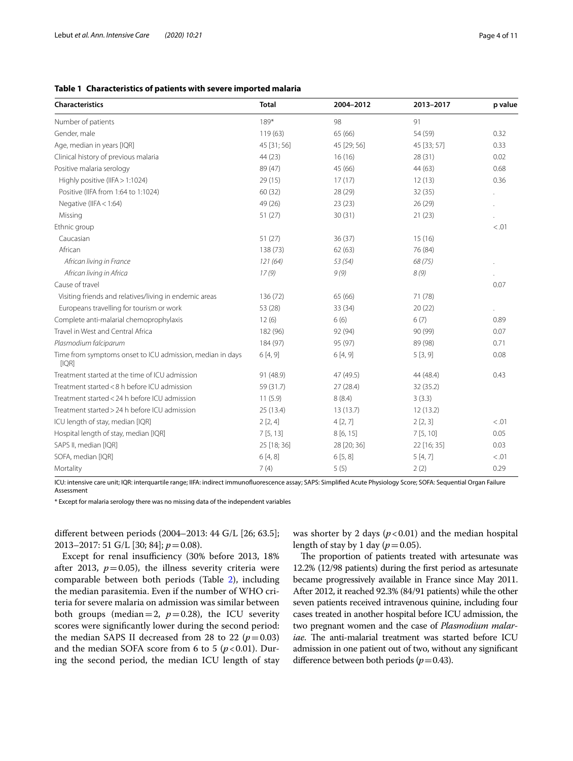**Table 1 Characteristics of patients with severe imported malaria**

| Characteristics | Total | 2004–2012 | 2013–2017 | p value |
|---|---|---|---|---|
| Number of patients | 189* | 98 | 91 | |
| Gender, male | 119 (63) | 65 (66) | 54 (59) | 0.32 |
| Age, median in years [IQR] | 45 [31; 56] | 45 [29; 56] | 45 [33; 57] | 0.33 |
| Clinical history of previous malaria | 44 (23) | 16 (16) | 28 (31) | 0.02 |
| Positive malaria serology | 89 (47) | 45 (66) | 44 (63) | 0.68 |
| Highly positive (IIFA > 1:1024) | 29 (15) | 17 (17) | 12 (13) | 0.36 |
| Positive (IIFA from 1:64 to 1:1024) | 60 (32) | 28 (29) | 32 (35) | . |
| Negative (IIFA < 1:64) | 49 (26) | 23 (23) | 26 (29) | . |
| Missing | 51 (27) | 30 (31) | 21 (23) | . |
| Ethnic group | | | | <.01 |
| Caucasian | 51 (27) | 36 (37) | 15 (16) | |
| African | 138 (73) | 62 (63) | 76 (84) | |
| *African living in France* | *121 (64)* | *53 (54)* | *68 (75)* | . |
| *African living in Africa* | *17 (9)* | *9 (9)* | *8 (9)* | . |
| Cause of travel | | | | 0.07 |
| Visiting friends and relatives/living in endemic areas | 136 (72) | 65 (66) | 71 (78) | |
| Europeans travelling for tourism or work | 53 (28) | 33 (34) | 20 (22) | . |
| Complete anti-malarial chemoprophylaxis | 12 (6) | 6 (6) | 6 (7) | 0.89 |
| Travel in West and Central Africa | 182 (96) | 92 (94) | 90 (99) | 0.07 |
| *Plasmodium falciparum* | 184 (97) | 95 (97) | 89 (98) | 0.71 |
| Time from symptoms onset to ICU admission, median in days [IQR] | 6 [4, 9] | 6 [4, 9] | 5 [3, 9] | 0.08 |
| Treatment started at the time of ICU admission | 91 (48.9) | 47 (49.5) | 44 (48.4) | 0.43 |
| Treatment started < 8 h before ICU admission | 59 (31.7) | 27 (28.4) | 32 (35.2) | |
| Treatment started < 24 h before ICU admission | 11 (5.9) | 8 (8.4) | 3 (3.3) | |
| Treatment started > 24 h before ICU admission | 25 (13.4) | 13 (13.7) | 12 (13.2) | |
| ICU length of stay, median [IQR] | 2 [2, 4] | 4 [2, 7] | 2 [2, 3] | <.01 |
| Hospital length of stay, median [IQR] | 7 [5, 13] | 8 [6, 15] | 7 [5, 10] | 0.05 |
| SAPS II, median [IQR] | 25 [18; 36] | 28 [20; 36] | 22 [16; 35] | 0.03 |
| SOFA, median [IQR] | 6 [4, 8] | 6 [5, 8] | 5 [4, 7] | <.01 |
| Mortality | 7 (4) | 5 (5) | 2 (2) | 0.29 |

ICU: intensive care unit; IQR: interquartile range; IIFA: indirect immunofluorescence assay; SAPS: Simplified Acute Physiology Score; SOFA: Sequential Organ Failure Assessment

\* Except for malaria serology there was no missing data of the independent variables

different between periods (2004–2013: 44 G/L [26; 63.5]; 2013–2017: 51 G/L [30; 84]; $p = 0.08$).

Except for renal insufficiency (30% before 2013, 18% after 2013, $p = 0.05$), the illness severity criteria were comparable between both periods (Table 2), including the median parasitemia. Even if the number of WHO criteria for severe malaria on admission was similar between both groups (median = 2, $p = 0.28$), the ICU severity scores were significantly lower during the second period: the median SAPS II decreased from 28 to 22 ($p = 0.03$) and the median SOFA score from 6 to 5 ($p < 0.01$). During the second period, the median ICU length of stay was shorter by 2 days ($p < 0.01$) and the median hospital length of stay by 1 day ($p = 0.05$).

The proportion of patients treated with artesunate was 12.2% (12/98 patients) during the first period as artesunate became progressively available in France since May 2011. After 2012, it reached 92.3% (84/91 patients) while the other seven patients received intravenous quinine, including four cases treated in another hospital before ICU admission, the two pregnant women and the case of *Plasmodium malariae*. The anti-malarial treatment was started before ICU admission in one patient out of two, without any significant difference between both periods ($p = 0.43$).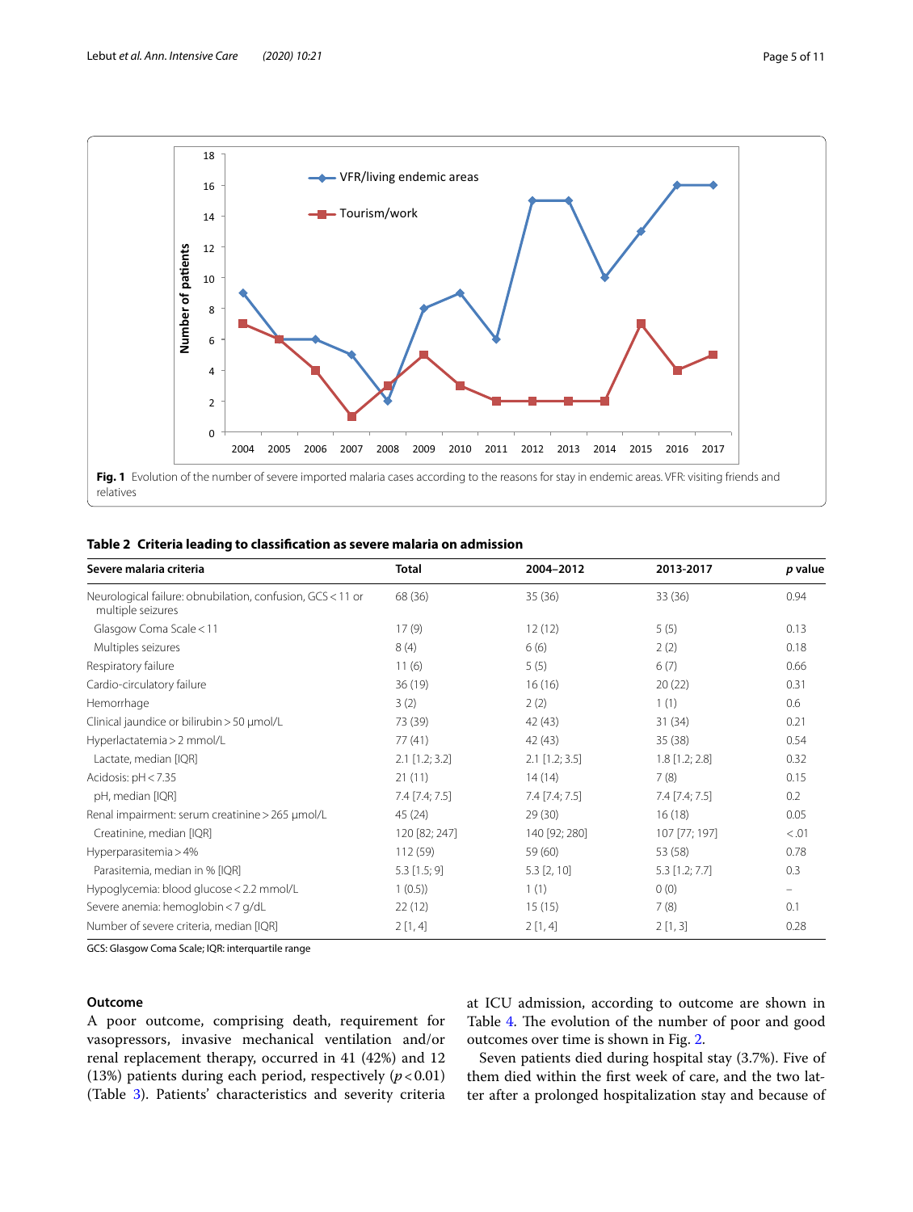**Fig. 1** Evolution of the number of severe imported malaria cases according to the reasons for stay in endemic areas. VFR: visiting friends and relatives

**Table 2 Criteria leading to classification as severe malaria on admission**

| Severe malaria criteria | Total | 2004–2012 | 2013-2017 | *p* value |
|---|---|---|---|---|
| Neurological failure: obnubilation, confusion, GCS < 11 or multiple seizures | 68 (36) | 35 (36) | 33 (36) | 0.94 |
| Glasgow Coma Scale < 11 | 17 (9) | 12 (12) | 5 (5) | 0.13 |
| Multiples seizures | 8 (4) | 6 (6) | 2 (2) | 0.18 |
| Respiratory failure | 11 (6) | 5 (5) | 6 (7) | 0.66 |
| Cardio-circulatory failure | 36 (19) | 16 (16) | 20 (22) | 0.31 |
| Hemorrhage | 3 (2) | 2 (2) | 1 (1) | 0.6 |
| Clinical jaundice or bilirubin > 50 µmol/L | 73 (39) | 42 (43) | 31 (34) | 0.21 |
| Hyperlactatemia > 2 mmol/L | 77 (41) | 42 (43) | 35 (38) | 0.54 |
| Lactate, median [IQR] | 2.1 [1.2; 3.2] | 2.1 [1.2; 3.5] | 1.8 [1.2; 2.8] | 0.32 |
| Acidosis: pH < 7.35 | 21 (11) | 14 (14) | 7 (8) | 0.15 |
| pH, median [IQR] | 7.4 [7.4; 7.5] | 7.4 [7.4; 7.5] | 7.4 [7.4; 7.5] | 0.2 |
| Renal impairment: serum creatinine > 265 µmol/L | 45 (24) | 29 (30) | 16 (18) | 0.05 |
| Creatinine, median [IQR] | 120 [82; 247] | 140 [92; 280] | 107 [77; 197] | <.01 |
| Hyperparasitemia > 4% | 112 (59) | 59 (60) | 53 (58) | 0.78 |
| Parasitemia, median in % [IQR] | 5.3 [1.5; 9] | 5.3 [2, 10] | 5.3 [1.2; 7.7] | 0.3 |
| Hypoglycemia: blood glucose < 2.2 mmol/L | 1 (0.5)) | 1 (1) | 0 (0) | – |
| Severe anemia: hemoglobin < 7 g/dL | 22 (12) | 15 (15) | 7 (8) | 0.1 |
| Number of severe criteria, median [IQR] | 2 [1, 4] | 2 [1, 4] | 2 [1, 3] | 0.28 |

GCS: Glasgow Coma Scale; IQR: interquartile range

### Outcome

A poor outcome, comprising death, requirement for vasopressors, invasive mechanical ventilation and/or renal replacement therapy, occurred in 41 (42%) and 12 (13%) patients during each period, respectively ($p < 0.01$) (Table 3). Patients' characteristics and severity criteria at ICU admission, according to outcome are shown in Table 4. The evolution of the number of poor and good outcomes over time is shown in Fig. 2.

Seven patients died during hospital stay (3.7%). Five of them died within the first week of care, and the two latter after a prolonged hospitalization stay and because of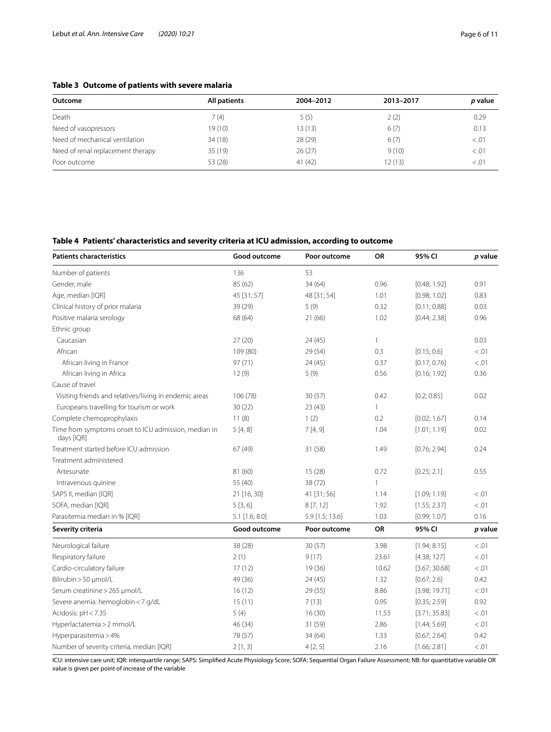**Table 3 Outcome of patients with severe malaria**

| Outcome | All patients | 2004–2012 | 2013–2017 | *p* value |
|---|---|---|---|---|
| Death | 7 (4) | 5 (5) | 2 (2) | 0.29 |
| Need of vasopressors | 19 (10) | 13 (13) | 6 (7) | 0.13 |
| Need of mechanical ventilation | 34 (18) | 28 (29) | 6 (7) | <.01 |
| Need of renal replacement therapy | 35 (19) | 26 (27) | 9 (10) | <.01 |
| Poor outcome | 53 (28) | 41 (42) | 12 (13) | <.01 |

**Table 4 Patients' characteristics and severity criteria at ICU admission, according to outcome**

| Patients characteristics | Good outcome | Poor outcome | OR | 95% CI | *p* value |
|---|---|---|---|---|---|
| Number of patients | 136 | 53 | | | |
| Gender, male | 85 (62) | 34 (64) | 0.96 | [0.48; 1.92] | 0.91 |
| Age, median [IQR] | 45 [31; 57] | 48 [31; 54] | 1.01 | [0.98; 1.02] | 0.83 |
| Clinical history of prior malaria | 39 (29) | 5 (9) | 0.32 | [0.11; 0.88] | 0.03 |
| Positive malaria serology | 68 (64) | 21 (66) | 1.02 | [0.44; 2.38] | 0.96 |
| Ethnic group | | | | | |
| Caucasian | 27 (20) | 24 (45) | 1 | | 0.03 |
| African | 109 (80) | 29 (54) | 0.3 | [0.15; 0.6] | <.01 |
| African living in France | 97 (71) | 24 (45) | 0.37 | [0.17; 0.76] | <.01 |
| African living in Africa | 12 (9) | 5 (9) | 0.56 | [0.16; 1.92] | 0.36 |
| Cause of travel | | | | | |
| Visiting friends and relatives/living in endemic areas | 106 (78) | 30 (57) | 0.42 | [0.2; 0.85] | 0.02 |
| Europeans travelling for tourism or work | 30 (22) | 23 (43) | 1 | | |
| Complete chemoprophylaxis | 11 (8) | 1 (2) | 0.2 | [0.02; 1.67] | 0.14 |
| Time from symptoms onset to ICU admission, median in days [IQR] | 5 [4, 8] | 7 [4, 9] | 1.04 | [1.01; 1.19] | 0.02 |
| Treatment started before ICU admission | 67 (49) | 31 (58) | 1.49 | [0.76; 2.94] | 0.24 |
| Treatment administered | | | | | |
| Artesunate | 81 (60) | 15 (28) | 0.72 | [0.25; 2.1] | 0.55 |
| Intravenous quinine | 55 (40) | 38 (72) | 1 | | |
| SAPS II, median [IQR] | 21 [16, 30] | 41 [31; 56] | 1.14 | [1.09; 1.19] | <.01 |
| SOFA, median [IQR] | 5 [3, 6] | 8 [7, 12] | 1.92 | [1.55; 2.37] | <.01 |
| Parasitemia median in % [IQR] | 5.1 [1.6; 8.0] | 5.9 [1.5; 13.6] | 1.03 | [0.99; 1.07] | 0.16 |
| **Severity criteria** | **Good outcome** | **Poor outcome** | **OR** | **95% CI** | ***p* value** |
| Neurological failure | 38 (28) | 30 (57) | 3.98 | [1.94; 8.15] | <.01 |
| Respiratory failure | 2 (1) | 9 (17) | 23.61 | [4.38; 127] | <.01 |
| Cardio-circulatory failure | 17 (12) | 19 (36) | 10.62 | [3.67; 30.68] | <.01 |
| Bilirubin > 50 µmol/L | 49 (36) | 24 (45) | 1.32 | [0.67; 2.6] | 0.42 |
| Serum creatinine > 265 µmol/L | 16 (12) | 29 (55) | 8.86 | [3.98; 19.71] | <.01 |
| Severe anemia: hemoglobin < 7 g/dL | 15 (11) | 7 (13) | 0.95 | [0.35; 2.59] | 0.92 |
| Acidosis: pH < 7.35 | 5 (4) | 16 (30) | 11.53 | [3.71; 35.83] | <.01 |
| Hyperlactatemia > 2 mmol/L | 46 (34) | 31 (59) | 2.86 | [1.44; 5.69] | <.01 |
| Hyperparasitemia > 4% | 78 (57) | 34 (64) | 1.33 | [0.67; 2.64] | 0.42 |
| Number of severity criteria, median [IQR] | 2 [1, 3] | 4 [2, 5] | 2.16 | [1.66; 2.81] | <.01 |

ICU: intensive care unit; IQR: interquartile range; SAPS: Simplified Acute Physiology Score; SOFA: Sequential Organ Failure Assessment; NB: for quantitative variable OR value is given per point of increase of the variable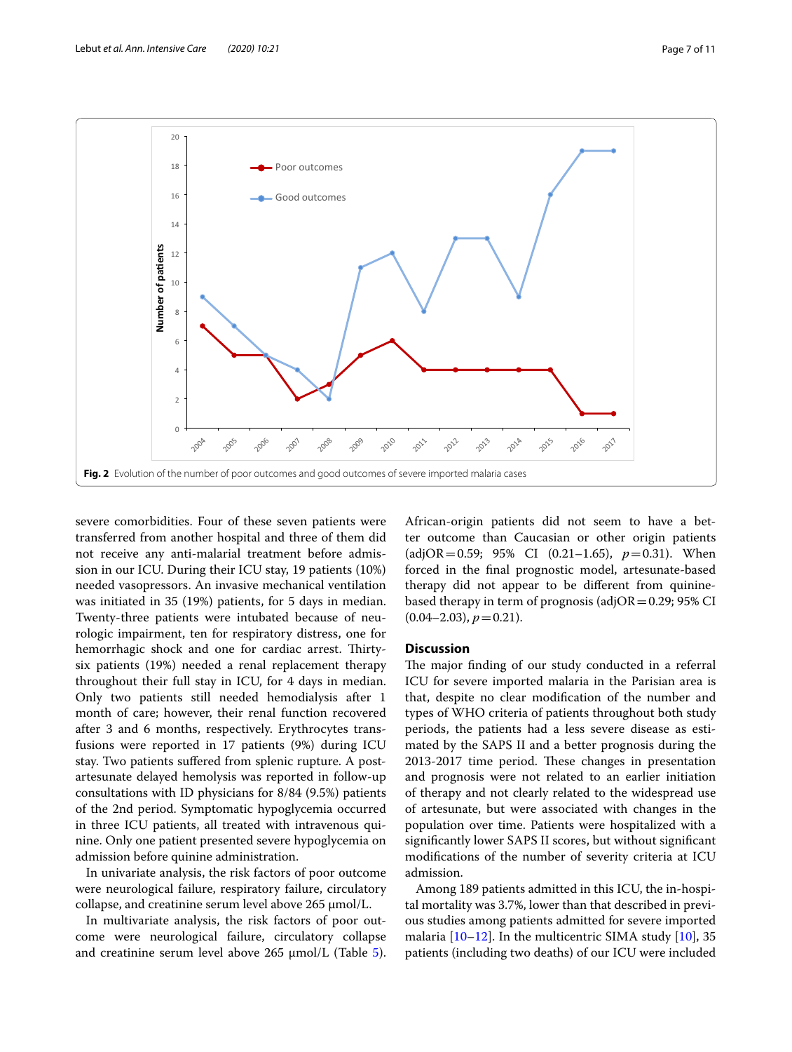Fig. 2 Evolution of the number of poor outcomes and good outcomes of severe imported malaria cases

severe comorbidities. Four of these seven patients were transferred from another hospital and three of them did not receive any anti-malarial treatment before admission in our ICU. During their ICU stay, 19 patients (10%) needed vasopressors. An invasive mechanical ventilation was initiated in 35 (19%) patients, for 5 days in median. Twenty-three patients were intubated because of neurologic impairment, ten for respiratory distress, one for hemorrhagic shock and one for cardiac arrest. Thirty-six patients (19%) needed a renal replacement therapy throughout their full stay in ICU, for 4 days in median. Only two patients still needed hemodialysis after 1 month of care; however, their renal function recovered after 3 and 6 months, respectively. Erythrocytes transfusions were reported in 17 patients (9%) during ICU stay. Two patients suffered from splenic rupture. A post-artesunate delayed hemolysis was reported in follow-up consultations with ID physicians for 8/84 (9.5%) patients of the 2nd period. Symptomatic hypoglycemia occurred in three ICU patients, all treated with intravenous quinine. Only one patient presented severe hypoglycemia on admission before quinine administration.

In univariate analysis, the risk factors of poor outcome were neurological failure, respiratory failure, circulatory collapse, and creatinine serum level above 265 µmol/L.

In multivariate analysis, the risk factors of poor outcome were neurological failure, circulatory collapse and creatinine serum level above 265 µmol/L (Table 5). African-origin patients did not seem to have a better outcome than Caucasian or other origin patients (adjOR = 0.59; 95% CI (0.21–1.65), $p = 0.31$). When forced in the final prognostic model, artesunate-based therapy did not appear to be different from quinine-based therapy in term of prognosis (adjOR = 0.29; 95% CI (0.04–2.03), $p = 0.21$).

## Discussion

The major finding of our study conducted in a referral ICU for severe imported malaria in the Parisian area is that, despite no clear modification of the number and types of WHO criteria of patients throughout both study periods, the patients had a less severe disease as estimated by the SAPS II and a better prognosis during the 2013-2017 time period. These changes in presentation and prognosis were not related to an earlier initiation of therapy and not clearly related to the widespread use of artesunate, but were associated with changes in the population over time. Patients were hospitalized with a significantly lower SAPS II scores, but without significant modifications of the number of severity criteria at ICU admission.

Among 189 patients admitted in this ICU, the in-hospital mortality was 3.7%, lower than that described in previous studies among patients admitted for severe imported malaria [10–12]. In the multicentric SIMA study [10], 35 patients (including two deaths) of our ICU were included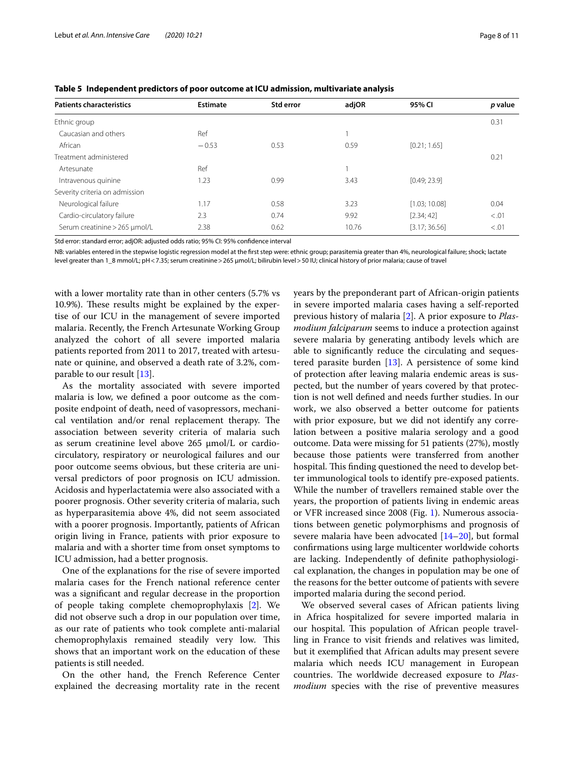**Table 5 Independent predictors of poor outcome at ICU admission, multivariate analysis**

| Patients characteristics | Estimate | Std error | adjOR | 95% CI | *p* value |
|---|---|---|---|---|---|
| Ethnic group | | | | | 0.31 |
| Caucasian and others | Ref | | 1 | | |
| African | −0.53 | 0.53 | 0.59 | [0.21; 1.65] | |
| Treatment administered | | | | | 0.21 |
| Artesunate | Ref | | 1 | | |
| Intravenous quinine | 1.23 | 0.99 | 3.43 | [0.49; 23.9] | |
| Severity criteria on admission | | | | | |
| Neurological failure | 1.17 | 0.58 | 3.23 | [1.03; 10.08] | 0.04 |
| Cardio-circulatory failure | 2.3 | 0.74 | 9.92 | [2.34; 42] | < .01 |
| Serum creatinine > 265 µmol/L | 2.38 | 0.62 | 10.76 | [3.17; 36.56] | < .01 |

Std error: standard error; adjOR: adjusted odds ratio; 95% CI: 95% confidence interval

NB: variables entered in the stepwise logistic regression model at the first step were: ethnic group; parasitemia greater than 4%, neurological failure; shock; lactate level greater than 1_8 mmol/L; pH < 7.35; serum creatinine > 265 µmol/L; bilirubin level > 50 IU; clinical history of prior malaria; cause of travel

with a lower mortality rate than in other centers (5.7% vs 10.9%). These results might be explained by the expertise of our ICU in the management of severe imported malaria. Recently, the French Artesunate Working Group analyzed the cohort of all severe imported malaria patients reported from 2011 to 2017, treated with artesunate or quinine, and observed a death rate of 3.2%, comparable to our result [13].

As the mortality associated with severe imported malaria is low, we defined a poor outcome as the composite endpoint of death, need of vasopressors, mechanical ventilation and/or renal replacement therapy. The association between severity criteria of malaria such as serum creatinine level above 265 µmol/L or cardio-circulatory, respiratory or neurological failures and our poor outcome seems obvious, but these criteria are universal predictors of poor prognosis on ICU admission. Acidosis and hyperlactatemia were also associated with a poorer prognosis. Other severity criteria of malaria, such as hyperparasitemia above 4%, did not seem associated with a poorer prognosis. Importantly, patients of African origin living in France, patients with prior exposure to malaria and with a shorter time from onset symptoms to ICU admission, had a better prognosis.

One of the explanations for the rise of severe imported malaria cases for the French national reference center was a significant and regular decrease in the proportion of people taking complete chemoprophylaxis [2]. We did not observe such a drop in our population over time, as our rate of patients who took complete anti-malarial chemoprophylaxis remained steadily very low. This shows that an important work on the education of these patients is still needed.

On the other hand, the French Reference Center explained the decreasing mortality rate in the recent years by the preponderant part of African-origin patients in severe imported malaria cases having a self-reported previous history of malaria [2]. A prior exposure to *Plasmodium falciparum* seems to induce a protection against severe malaria by generating antibody levels which are able to significantly reduce the circulating and sequestered parasite burden [13]. A persistence of some kind of protection after leaving malaria endemic areas is suspected, but the number of years covered by that protection is not well defined and needs further studies. In our work, we also observed a better outcome for patients with prior exposure, but we did not identify any correlation between a positive malaria serology and a good outcome. Data were missing for 51 patients (27%), mostly because those patients were transferred from another hospital. This finding questioned the need to develop better immunological tools to identify pre-exposed patients. While the number of travellers remained stable over the years, the proportion of patients living in endemic areas or VFR increased since 2008 (Fig. 1). Numerous associations between genetic polymorphisms and prognosis of severe malaria have been advocated [14–20], but formal confirmations using large multicenter worldwide cohorts are lacking. Independently of definite pathophysiological explanation, the changes in population may be one of the reasons for the better outcome of patients with severe imported malaria during the second period.

We observed several cases of African patients living in Africa hospitalized for severe imported malaria in our hospital. This population of African people travelling in France to visit friends and relatives was limited, but it exemplified that African adults may present severe malaria which needs ICU management in European countries. The worldwide decreased exposure to *Plasmodium* species with the rise of preventive measures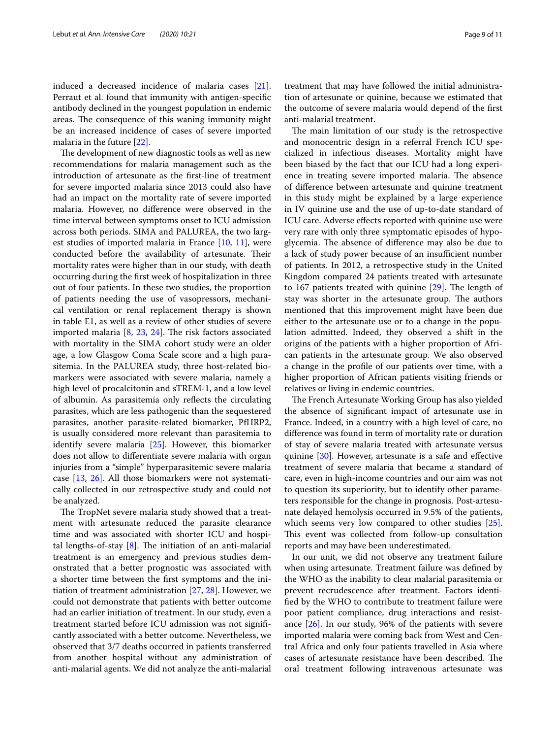induced a decreased incidence of malaria cases [21]. Perraut et al. found that immunity with antigen-specific antibody declined in the youngest population in endemic areas. The consequence of this waning immunity might be an increased incidence of cases of severe imported malaria in the future [22].

The development of new diagnostic tools as well as new recommendations for malaria management such as the introduction of artesunate as the first-line of treatment for severe imported malaria since 2013 could also have had an impact on the mortality rate of severe imported malaria. However, no difference were observed in the time interval between symptoms onset to ICU admission across both periods. SIMA and PALUREA, the two largest studies of imported malaria in France [10, 11], were conducted before the availability of artesunate. Their mortality rates were higher than in our study, with death occurring during the first week of hospitalization in three out of four patients. In these two studies, the proportion of patients needing the use of vasopressors, mechanical ventilation or renal replacement therapy is shown in table E1, as well as a review of other studies of severe imported malaria [8, 23, 24]. The risk factors associated with mortality in the SIMA cohort study were an older age, a low Glasgow Coma Scale score and a high parasitemia. In the PALUREA study, three host-related biomarkers were associated with severe malaria, namely a high level of procalcitonin and sTREM-1, and a low level of albumin. As parasitemia only reflects the circulating parasites, which are less pathogenic than the sequestered parasites, another parasite-related biomarker, PfHRP2, is usually considered more relevant than parasitemia to identify severe malaria [25]. However, this biomarker does not allow to differentiate severe malaria with organ injuries from a "simple" hyperparasitemic severe malaria case [13, 26]. All those biomarkers were not systematically collected in our retrospective study and could not be analyzed.

The TropNet severe malaria study showed that a treatment with artesunate reduced the parasite clearance time and was associated with shorter ICU and hospital lengths-of-stay [8]. The initiation of an anti-malarial treatment is an emergency and previous studies demonstrated that a better prognostic was associated with a shorter time between the first symptoms and the initiation of treatment administration [27, 28]. However, we could not demonstrate that patients with better outcome had an earlier initiation of treatment. In our study, even a treatment started before ICU admission was not significantly associated with a better outcome. Nevertheless, we observed that 3/7 deaths occurred in patients transferred from another hospital without any administration of anti-malarial agents. We did not analyze the anti-malarial treatment that may have followed the initial administration of artesunate or quinine, because we estimated that the outcome of severe malaria would depend of the first anti-malarial treatment.

The main limitation of our study is the retrospective and monocentric design in a referral French ICU specialized in infectious diseases. Mortality might have been biased by the fact that our ICU had a long experience in treating severe imported malaria. The absence of difference between artesunate and quinine treatment in this study might be explained by a large experience in IV quinine use and the use of up-to-date standard of ICU care. Adverse effects reported with quinine use were very rare with only three symptomatic episodes of hypoglycemia. The absence of difference may also be due to a lack of study power because of an insufficient number of patients. In 2012, a retrospective study in the United Kingdom compared 24 patients treated with artesunate to 167 patients treated with quinine [29]. The length of stay was shorter in the artesunate group. The authors mentioned that this improvement might have been due either to the artesunate use or to a change in the population admitted. Indeed, they observed a shift in the origins of the patients with a higher proportion of African patients in the artesunate group. We also observed a change in the profile of our patients over time, with a higher proportion of African patients visiting friends or relatives or living in endemic countries.

The French Artesunate Working Group has also yielded the absence of significant impact of artesunate use in France. Indeed, in a country with a high level of care, no difference was found in term of mortality rate or duration of stay of severe malaria treated with artesunate versus quinine [30]. However, artesunate is a safe and effective treatment of severe malaria that became a standard of care, even in high-income countries and our aim was not to question its superiority, but to identify other parameters responsible for the change in prognosis. Post-artesunate delayed hemolysis occurred in 9.5% of the patients, which seems very low compared to other studies [25]. This event was collected from follow-up consultation reports and may have been underestimated.

In our unit, we did not observe any treatment failure when using artesunate. Treatment failure was defined by the WHO as the inability to clear malarial parasitemia or prevent recrudescence after treatment. Factors identified by the WHO to contribute to treatment failure were poor patient compliance, drug interactions and resistance [26]. In our study, 96% of the patients with severe imported malaria were coming back from West and Central Africa and only four patients travelled in Asia where cases of artesunate resistance have been described. The oral treatment following intravenous artesunate was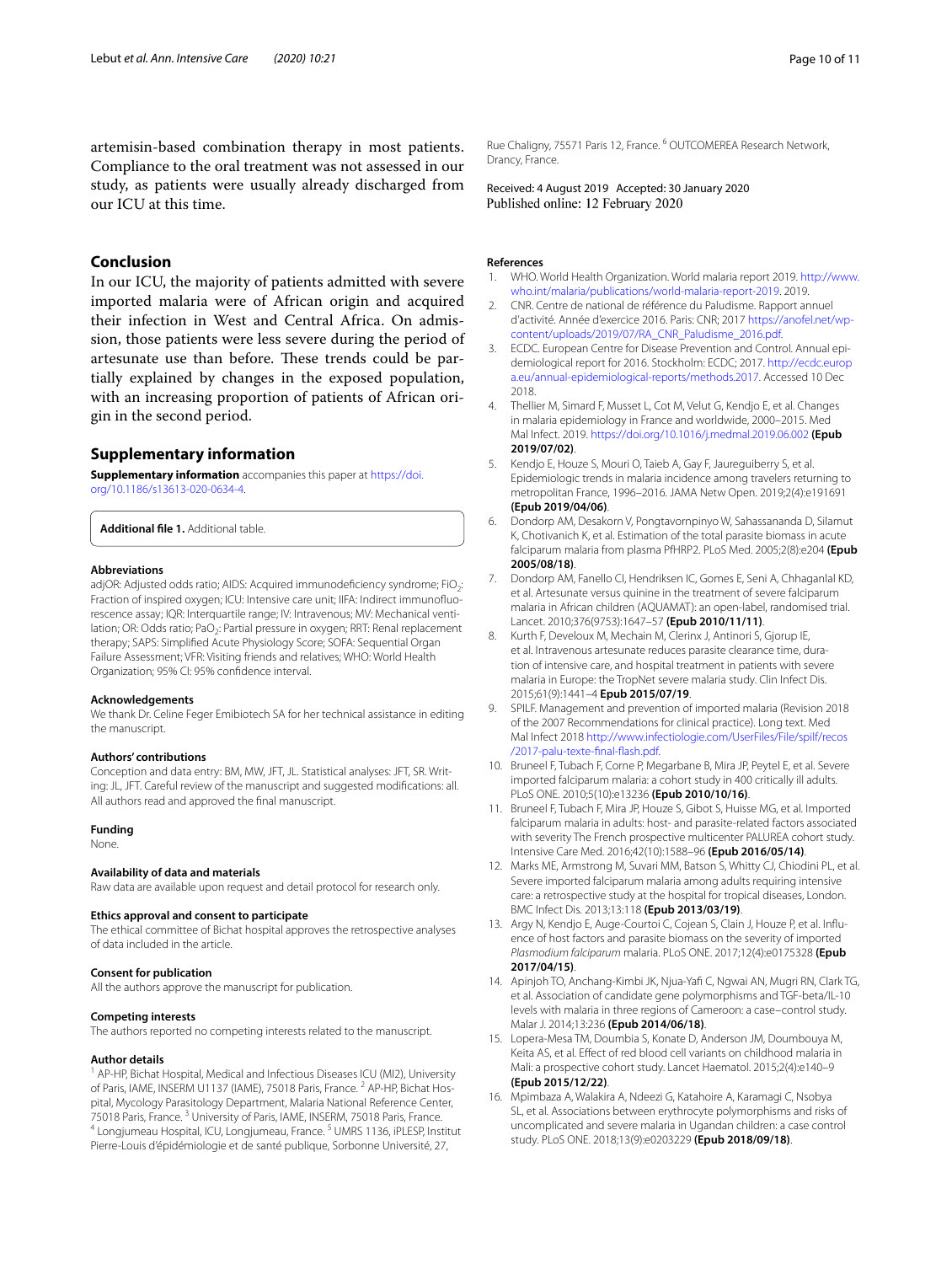artemisin-based combination therapy in most patients. Compliance to the oral treatment was not assessed in our study, as patients were usually already discharged from our ICU at this time.

## Conclusion

In our ICU, the majority of patients admitted with severe imported malaria were of African origin and acquired their infection in West and Central Africa. On admission, those patients were less severe during the period of artesunate use than before. These trends could be partially explained by changes in the exposed population, with an increasing proportion of patients of African origin in the second period.

## Supplementary information

**Supplementary information** accompanies this paper at https://doi.org/10.1186/s13613-020-0634-4.

**Additional file 1.** Additional table.

### Abbreviations

adjOR: Adjusted odds ratio; AIDS: Acquired immunodeficiency syndrome; $FiO_2$: Fraction of inspired oxygen; ICU: Intensive care unit; IIFA: Indirect immunofluorescence assay; IQR: Interquartile range; IV: Intravenous; MV: Mechanical ventilation; OR: Odds ratio; $PaO_2$: Partial pressure in oxygen; RRT: Renal replacement therapy; SAPS: Simplified Acute Physiology Score; SOFA: Sequential Organ Failure Assessment; VFR: Visiting friends and relatives; WHO: World Health Organization; 95% CI: 95% confidence interval.

### Acknowledgements

We thank Dr. Celine Feger Emibiotech SA for her technical assistance in editing the manuscript.

### Authors' contributions

Conception and data entry: BM, MW, JFT, JL. Statistical analyses: JFT, SR. Writing: JL, JFT. Careful review of the manuscript and suggested modifications: all. All authors read and approved the final manuscript.

### Funding

None.

### Availability of data and materials

Raw data are available upon request and detail protocol for research only.

### Ethics approval and consent to participate

The ethical committee of Bichat hospital approves the retrospective analyses of data included in the article.

### Consent for publication

All the authors approve the manuscript for publication.

### Competing interests

The authors reported no competing interests related to the manuscript.

### Author details

[1] AP-HP, Bichat Hospital, Medical and Infectious Diseases ICU (MI2), University of Paris, IAME, INSERM U1137 (IAME), 75018 Paris, France. [2] AP-HP, Bichat Hospital, Mycology Parasitology Department, Malaria National Reference Center, 75018 Paris, France. [3] University of Paris, IAME, INSERM, 75018 Paris, France. [4] Longjumeau Hospital, ICU, Longjumeau, France. [5] UMRS 1136, iPLESP, Institut Pierre-Louis d'épidémiologie et de santé publique, Sorbonne Université, 27, Rue Chaligny, 75571 Paris 12, France. [6] OUTCOMEREA Research Network, Drancy, France.

Received: 4 August 2019 Accepted: 30 January 2020
Published online: 12 February 2020

### References

1. WHO. World Health Organization. World malaria report 2019. http://www.who.int/malaria/publications/world-malaria-report-2019. 2019.
2. CNR. Centre de national de référence du Paludisme. Rapport annuel d'activité. Année d'exercice 2016. Paris: CNR; 2017 https://anofel.net/wp-content/uploads/2019/07/RA_CNR_Paludisme_2016.pdf.
3. ECDC. European Centre for Disease Prevention and Control. Annual epidemiological report for 2016. Stockholm: ECDC; 2017. http://ecdc.europa.eu/annual-epidemiological-reports/methods.2017. Accessed 10 Dec 2018.
4. Thellier M, Simard F, Musset L, Cot M, Velut G, Kendjo E, et al. Changes in malaria epidemiology in France and worldwide, 2000–2015. Med Mal Infect. 2019. https://doi.org/10.1016/j.medmal.2019.06.002 **(Epub 2019/07/02)**.
5. Kendjo E, Houze S, Mouri O, Taieb A, Gay F, Jaureguiberry S, et al. Epidemiologic trends in malaria incidence among travelers returning to metropolitan France, 1996–2016. JAMA Netw Open. 2019;2(4):e191691 **(Epub 2019/04/06)**.
6. Dondorp AM, Desakorn V, Pongtavornpinyo W, Sahassananda D, Silamut K, Chotivanich K, et al. Estimation of the total parasite biomass in acute falciparum malaria from plasma PfHRP2. PLoS Med. 2005;2(8):e204 **(Epub 2005/08/18)**.
7. Dondorp AM, Fanello CI, Hendriksen IC, Gomes E, Seni A, Chhaganlal KD, et al. Artesunate versus quinine in the treatment of severe falciparum malaria in African children (AQUAMAT): an open-label, randomised trial. Lancet. 2010;376(9753):1647–57 **(Epub 2010/11/11)**.
8. Kurth F, Develoux M, Mechain M, Clerinx J, Antinori S, Gjorup IE, et al. Intravenous artesunate reduces parasite clearance time, duration of intensive care, and hospital treatment in patients with severe malaria in Europe: the TropNet severe malaria study. Clin Infect Dis. 2015;61(9):1441–4 **Epub 2015/07/19**.
9. SPILF. Management and prevention of imported malaria (Revision 2018 of the 2007 Recommendations for clinical practice). Long text. Med Mal Infect 2018 http://www.infectiologie.com/UserFiles/File/spilf/recos/2017-palu-texte-final-flash.pdf.
10. Bruneel F, Tubach F, Corne P, Megarbane B, Mira JP, Peytel E, et al. Severe imported falciparum malaria: a cohort study in 400 critically ill adults. PLoS ONE. 2010;5(10):e13236 **(Epub 2010/10/16)**.
11. Bruneel F, Tubach F, Mira JP, Houze S, Gibot S, Huisse MG, et al. Imported falciparum malaria in adults: host- and parasite-related factors associated with severity The French prospective multicenter PALUREA cohort study. Intensive Care Med. 2016;42(10):1588–96 **(Epub 2016/05/14)**.
12. Marks ME, Armstrong M, Suvari MM, Batson S, Whitty CJ, Chiodini PL, et al. Severe imported falciparum malaria among adults requiring intensive care: a retrospective study at the hospital for tropical diseases, London. BMC Infect Dis. 2013;13:118 **(Epub 2013/03/19)**.
13. Argy N, Kendjo E, Auge-Courtoi C, Cojean S, Clain J, Houze P, et al. Influence of host factors and parasite biomass on the severity of imported *Plasmodium falciparum* malaria. PLoS ONE. 2017;12(4):e0175328 **(Epub 2017/04/15)**.
14. Apinjoh TO, Anchang-Kimbi JK, Njua-Yafi C, Ngwai AN, Mugri RN, Clark TG, et al. Association of candidate gene polymorphisms and TGF-beta/IL-10 levels with malaria in three regions of Cameroon: a case–control study. Malar J. 2014;13:236 **(Epub 2014/06/18)**.
15. Lopera-Mesa TM, Doumbia S, Konate D, Anderson JM, Doumbouya M, Keita AS, et al. Effect of red blood cell variants on childhood malaria in Mali: a prospective cohort study. Lancet Haematol. 2015;2(4):e140–9 **(Epub 2015/12/22)**.
16. Mpimbaza A, Walakira A, Ndeezi G, Katahoire A, Karamagi C, Nsobya SL, et al. Associations between erythrocyte polymorphisms and risks of uncomplicated and severe malaria in Ugandan children: a case control study. PLoS ONE. 2018;13(9):e0203229 **(Epub 2018/09/18)**.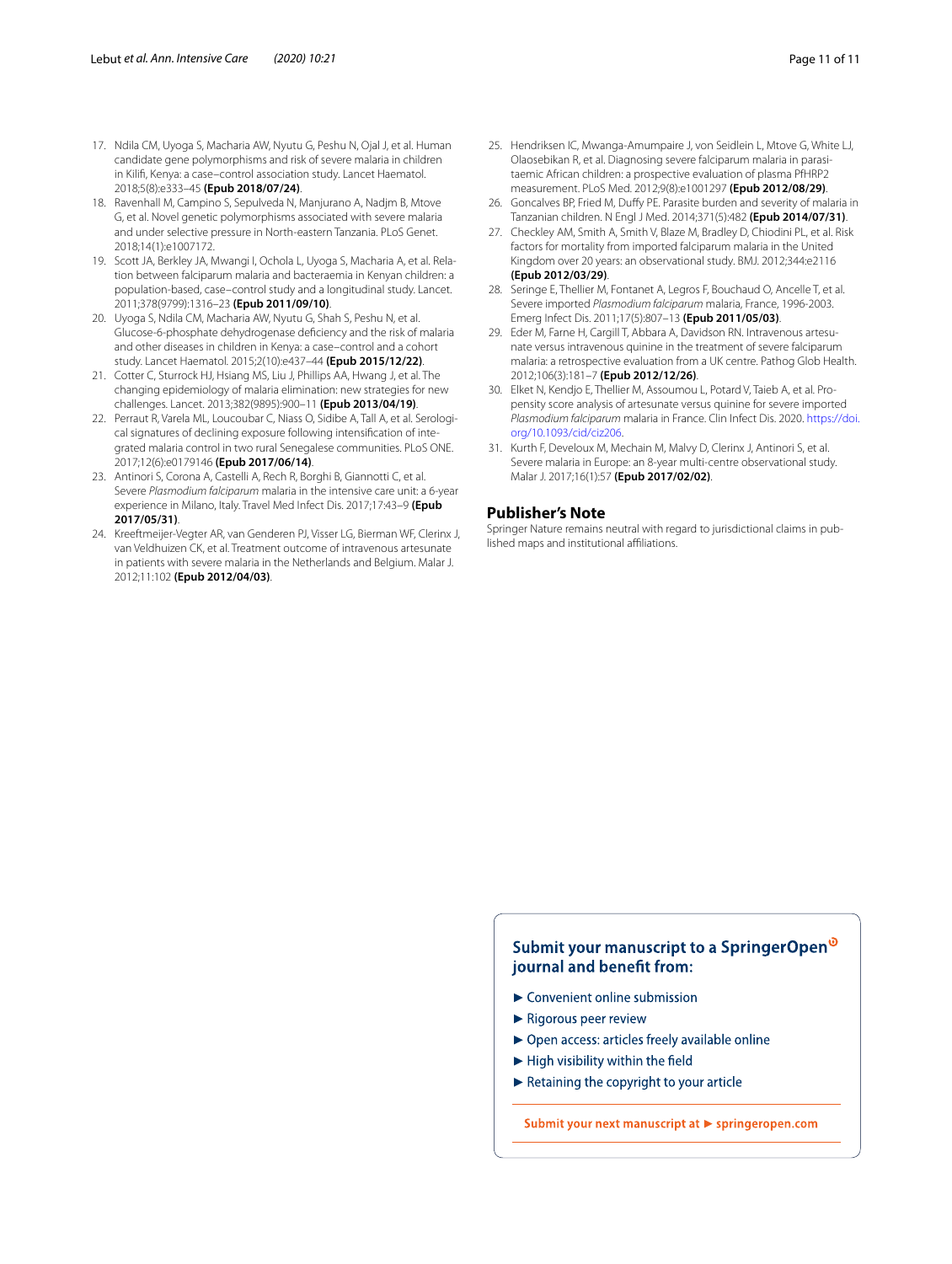17. Ndila CM, Uyoga S, Macharia AW, Nyutu G, Peshu N, Ojal J, et al. Human candidate gene polymorphisms and risk of severe malaria in children in Kilifi, Kenya: a case–control association study. Lancet Haematol. 2018;5(8):e333–45 **(Epub 2018/07/24)**.
18. Ravenhall M, Campino S, Sepulveda N, Manjurano A, Nadjm B, Mtove G, et al. Novel genetic polymorphisms associated with severe malaria and under selective pressure in North-eastern Tanzania. PLoS Genet. 2018;14(1):e1007172.
19. Scott JA, Berkley JA, Mwangi I, Ochola L, Uyoga S, Macharia A, et al. Relation between falciparum malaria and bacteraemia in Kenyan children: a population-based, case–control study and a longitudinal study. Lancet. 2011;378(9799):1316–23 **(Epub 2011/09/10)**.
20. Uyoga S, Ndila CM, Macharia AW, Nyutu G, Shah S, Peshu N, et al. Glucose-6-phosphate dehydrogenase deficiency and the risk of malaria and other diseases in children in Kenya: a case–control and a cohort study. Lancet Haematol. 2015;2(10):e437–44 **(Epub 2015/12/22)**.
21. Cotter C, Sturrock HJ, Hsiang MS, Liu J, Phillips AA, Hwang J, et al. The changing epidemiology of malaria elimination: new strategies for new challenges. Lancet. 2013;382(9895):900–11 **(Epub 2013/04/19)**.
22. Perraut R, Varela ML, Loucoubar C, Niass O, Sidibe A, Tall A, et al. Serological signatures of declining exposure following intensification of integrated malaria control in two rural Senegalese communities. PLoS ONE. 2017;12(6):e0179146 **(Epub 2017/06/14)**.
23. Antinori S, Corona A, Castelli A, Rech R, Borghi B, Giannotti C, et al. Severe *Plasmodium falciparum* malaria in the intensive care unit: a 6-year experience in Milano, Italy. Travel Med Infect Dis. 2017;17:43–9 **(Epub 2017/05/31)**.
24. Kreeftmeijer-Vegter AR, van Genderen PJ, Visser LG, Bierman WF, Clerinx J, van Veldhuizen CK, et al. Treatment outcome of intravenous artesunate in patients with severe malaria in the Netherlands and Belgium. Malar J. 2012;11:102 **(Epub 2012/04/03)**.
25. Hendriksen IC, Mwanga-Amumpaire J, von Seidlein L, Mtove G, White LJ, Olaosebikan R, et al. Diagnosing severe falciparum malaria in parasitaemic African children: a prospective evaluation of plasma PfHRP2 measurement. PLoS Med. 2012;9(8):e1001297 **(Epub 2012/08/29)**.
26. Goncalves BP, Fried M, Duffy PE. Parasite burden and severity of malaria in Tanzanian children. N Engl J Med. 2014;371(5):482 **(Epub 2014/07/31)**.
27. Checkley AM, Smith A, Smith V, Blaze M, Bradley D, Chiodini PL, et al. Risk factors for mortality from imported falciparum malaria in the United Kingdom over 20 years: an observational study. BMJ. 2012;344:e2116 **(Epub 2012/03/29)**.
28. Seringe E, Thellier M, Fontanet A, Legros F, Bouchaud O, Ancelle T, et al. Severe imported *Plasmodium falciparum* malaria, France, 1996-2003. Emerg Infect Dis. 2011;17(5):807–13 **(Epub 2011/05/03)**.
29. Eder M, Farne H, Cargill T, Abbara A, Davidson RN. Intravenous artesunate versus intravenous quinine in the treatment of severe falciparum malaria: a retrospective evaluation from a UK centre. Pathog Glob Health. 2012;106(3):181–7 **(Epub 2012/12/26)**.
30. Elket N, Kendjo E, Thellier M, Assoumou L, Potard V, Taieb A, et al. Propensity score analysis of artesunate versus quinine for severe imported *Plasmodium falciparum* malaria in France. Clin Infect Dis. 2020. https://doi.org/10.1093/cid/ciz206.
31. Kurth F, Develoux M, Mechain M, Malvy D, Clerinx J, Antinori S, et al. Severe malaria in Europe: an 8-year multi-centre observational study. Malar J. 2017;16(1):57 **(Epub 2017/02/02)**.

## Publisher's Note

Springer Nature remains neutral with regard to jurisdictional claims in published maps and institutional affiliations.